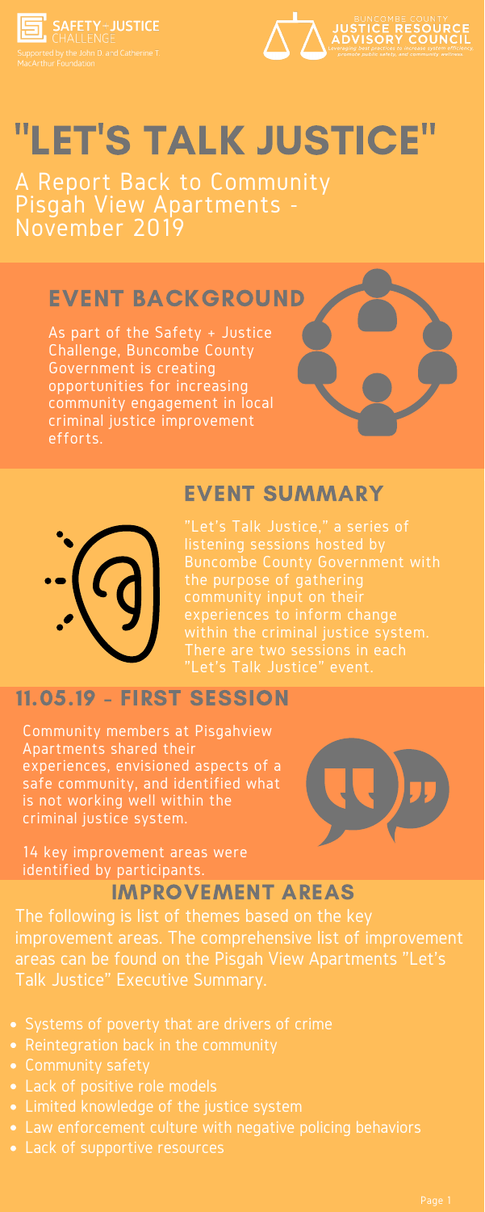SAFETY + JUSTICE CHALLENGE
Supported by the John D. and Catherine T. MacArthur Foundation

BUNCOMBE COUNTY
JUSTICE RESOURCE ADVISORY COUNCIL
*Leveraging best practices to increase system efficiency, promote public safety, and community wellness.*

# "LET'S TALK JUSTICE"

A Report Back to Community
Pisgah View Apartments - November 2019

## EVENT BACKGROUND

As part of the Safety + Justice Challenge, Buncombe County Government is creating opportunities for increasing community engagement in local criminal justice improvement efforts.

## EVENT SUMMARY

"Let's Talk Justice," a series of listening sessions hosted by Buncombe County Government with the purpose of gathering community input on their experiences to inform change within the criminal justice system. There are two sessions in each "Let's Talk Justice" event.

## 11.05.19 - FIRST SESSION

Community members at Pisgahview Apartments shared their experiences, envisioned aspects of a safe community, and identified what is not working well within the criminal justice system.

14 key improvement areas were identified by participants.

## IMPROVEMENT AREAS

The following is list of themes based on the key improvement areas. The comprehensive list of improvement areas can be found on the Pisgah View Apartments "Let's Talk Justice" Executive Summary.

- Systems of poverty that are drivers of crime
- Reintegration back in the community
- Community safety
- Lack of positive role models
- Limited knowledge of the justice system
- Law enforcement culture with negative policing behaviors
- Lack of supportive resources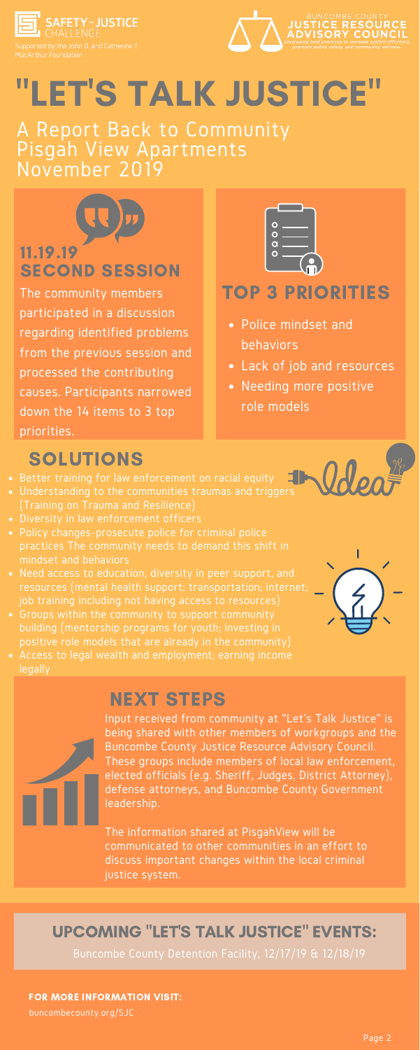SAFETY+JUSTICE CHALLENGE
Supported by the John D. and Catherine T. MacArthur Foundation

BUNCOMBE COUNTY JUSTICE RESOURCE ADVISORY COUNCIL
*Leveraging best practices to increase system efficiency, promote public safety, and community wellness.*

# "LET'S TALK JUSTICE"

## A Report Back to Community
## Pisgah View Apartments
## November 2019

### 11.19.19
### SECOND SESSION

The community members participated in a discussion regarding identified problems from the previous session and processed the contributing causes. Participants narrowed down the 14 items to 3 top priorities.

### TOP 3 PRIORITIES

- Police mindset and behaviors
- Lack of job and resources
- Needing more positive role models

## SOLUTIONS

- Better training for law enforcement on racial equity
- Understanding to the communities traumas and triggers (Training on Trauma and Resilience)
- Diversity in law enforcement officers
- Policy changes-prosecute police for criminal police practices The community needs to demand this shift in mindset and behaviors
- Need access to education, diversity in peer support, and resources (mental health support; transportation; internet; job training including not having access to resources)
- Groups within the community to support community building (mentorship programs for youth; investing in positive role models that are already in the community)
- Access to legal wealth and employment; earning income legally

## NEXT STEPS

Input received from community at "Let's Talk Justice" is being shared with other members of workgroups and the Buncombe County Justice Resource Advisory Council. These groups include members of local law enforcement, elected officials (e.g. Sheriff, Judges, District Attorney), defense attorneys, and Buncombe County Government leadership.

The information shared at PisgahView will be communicated to other communities in an effort to discuss important changes within the local criminal justice system.

## UPCOMING "LET'S TALK JUSTICE" EVENTS:

Buncombe County Detention Facility, 12/17/19 & 12/18/19

**FOR MORE INFORMATION VISIT:**
buncombecounty.org/SJC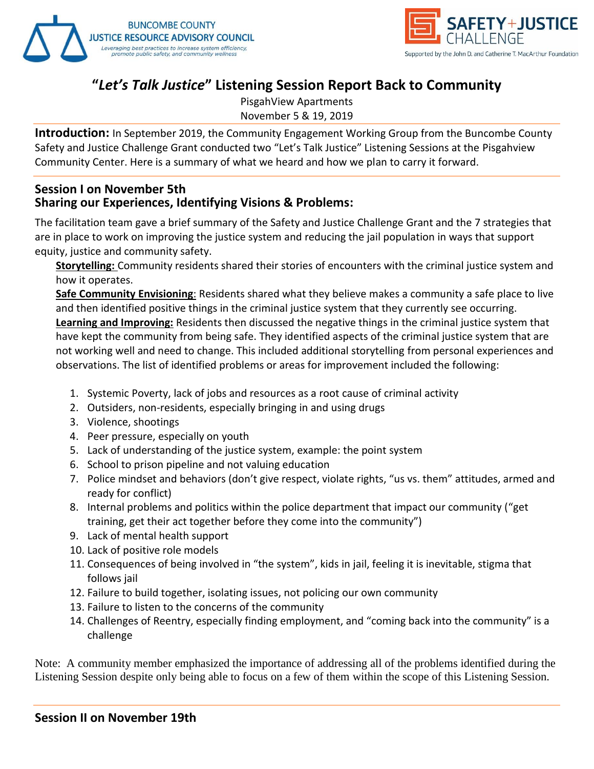BUNCOMBE COUNTY
JUSTICE RESOURCE ADVISORY COUNCIL
*Leveraging best practices to increase system efficiency, promote public safety, and community wellness*

SAFETY+JUSTICE CHALLENGE
Supported by the John D. and Catherine T. MacArthur Foundation

# "*Let's Talk Justice*" Listening Session Report Back to Community

PisgahView Apartments
November 5 & 19, 2019

**Introduction:** In September 2019, the Community Engagement Working Group from the Buncombe County Safety and Justice Challenge Grant conducted two "Let's Talk Justice" Listening Sessions at the Pisgahview Community Center. Here is a summary of what we heard and how we plan to carry it forward.

## Session I on November 5th
## Sharing our Experiences, Identifying Visions & Problems:

The facilitation team gave a brief summary of the Safety and Justice Challenge Grant and the 7 strategies that are in place to work on improving the justice system and reducing the jail population in ways that support equity, justice and community safety.

**Storytelling:** Community residents shared their stories of encounters with the criminal justice system and how it operates.

**Safe Community Envisioning**: Residents shared what they believe makes a community a safe place to live and then identified positive things in the criminal justice system that they currently see occurring.

**Learning and Improving:** Residents then discussed the negative things in the criminal justice system that have kept the community from being safe. They identified aspects of the criminal justice system that are not working well and need to change. This included additional storytelling from personal experiences and observations. The list of identified problems or areas for improvement included the following:

1. Systemic Poverty, lack of jobs and resources as a root cause of criminal activity
2. Outsiders, non-residents, especially bringing in and using drugs
3. Violence, shootings
4. Peer pressure, especially on youth
5. Lack of understanding of the justice system, example: the point system
6. School to prison pipeline and not valuing education
7. Police mindset and behaviors (don't give respect, violate rights, "us vs. them" attitudes, armed and ready for conflict)
8. Internal problems and politics within the police department that impact our community ("get training, get their act together before they come into the community")
9. Lack of mental health support
10. Lack of positive role models
11. Consequences of being involved in "the system", kids in jail, feeling it is inevitable, stigma that follows jail
12. Failure to build together, isolating issues, not policing our own community
13. Failure to listen to the concerns of the community
14. Challenges of Reentry, especially finding employment, and "coming back into the community" is a challenge

Note: A community member emphasized the importance of addressing all of the problems identified during the Listening Session despite only being able to focus on a few of them within the scope of this Listening Session.

## Session II on November 19th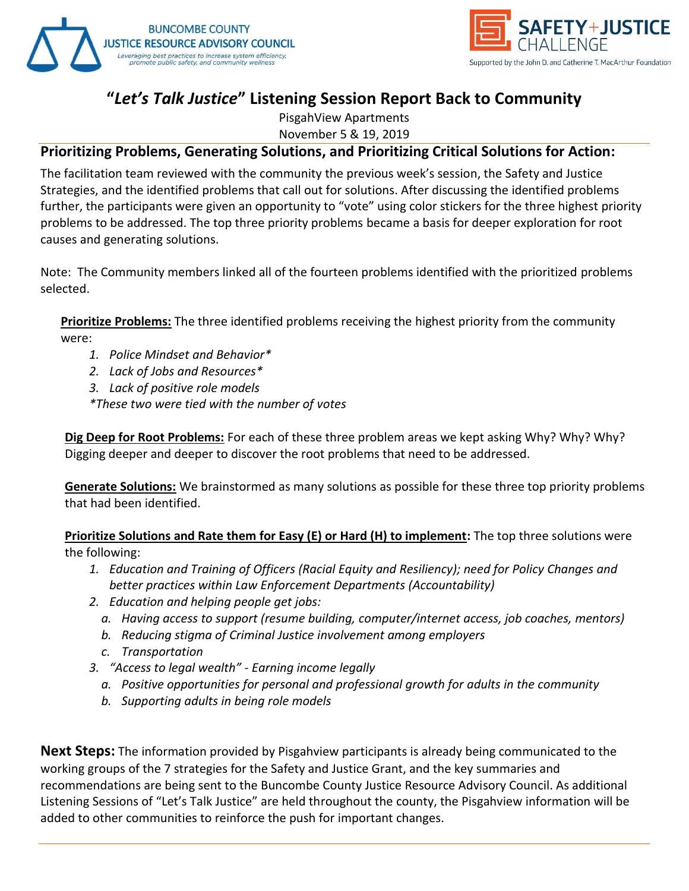BUNCOMBE COUNTY JUSTICE RESOURCE ADVISORY COUNCIL
*Leveraging best practices to increase system efficiency, promote public safety, and community wellness*

SAFETY+JUSTICE CHALLENGE
Supported by the John D. and Catherine T. MacArthur Foundation

# "*Let's Talk Justice*" Listening Session Report Back to Community

PisgahView Apartments
November 5 & 19, 2019

## Prioritizing Problems, Generating Solutions, and Prioritizing Critical Solutions for Action:

The facilitation team reviewed with the community the previous week's session, the Safety and Justice Strategies, and the identified problems that call out for solutions. After discussing the identified problems further, the participants were given an opportunity to "vote" using color stickers for the three highest priority problems to be addressed. The top three priority problems became a basis for deeper exploration for root causes and generating solutions.

Note: The Community members linked all of the fourteen problems identified with the prioritized problems selected.

**Prioritize Problems:** The three identified problems receiving the highest priority from the community were:

1. *Police Mindset and Behavior**
2. *Lack of Jobs and Resources**
3. *Lack of positive role models*

*\*These two were tied with the number of votes*

**Dig Deep for Root Problems:** For each of these three problem areas we kept asking Why? Why? Why? Digging deeper and deeper to discover the root problems that need to be addressed.

**Generate Solutions:** We brainstormed as many solutions as possible for these three top priority problems that had been identified.

**Prioritize Solutions and Rate them for Easy (E) or Hard (H) to implement:** The top three solutions were the following:

1. *Education and Training of Officers (Racial Equity and Resiliency); need for Policy Changes and better practices within Law Enforcement Departments (Accountability)*
2. *Education and helping people get jobs:*
   a. *Having access to support (resume building, computer/internet access, job coaches, mentors)*
   b. *Reducing stigma of Criminal Justice involvement among employers*
   c. *Transportation*
3. *"Access to legal wealth" - Earning income legally*
   a. *Positive opportunities for personal and professional growth for adults in the community*
   b. *Supporting adults in being role models*

**Next Steps:** The information provided by Pisgahview participants is already being communicated to the working groups of the 7 strategies for the Safety and Justice Grant, and the key summaries and recommendations are being sent to the Buncombe County Justice Resource Advisory Council. As additional Listening Sessions of "Let's Talk Justice" are held throughout the county, the Pisgahview information will be added to other communities to reinforce the push for important changes.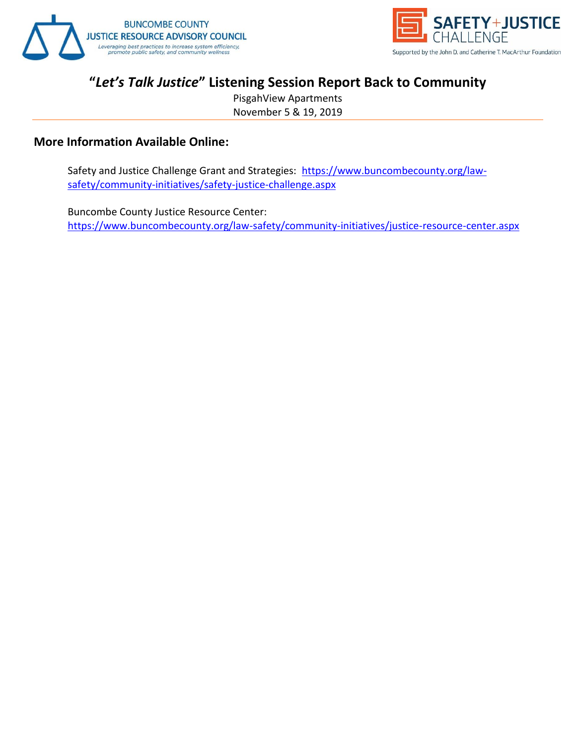BUNCOMBE COUNTY
JUSTICE RESOURCE ADVISORY COUNCIL
*Leveraging best practices to increase system efficiency, promote public safety, and community wellness*

SAFETY + JUSTICE CHALLENGE
Supported by the John D. and Catherine T. MacArthur Foundation

# "*Let's Talk Justice*" Listening Session Report Back to Community

PisgahView Apartments
November 5 & 19, 2019

## More Information Available Online:

Safety and Justice Challenge Grant and Strategies: https://www.buncombecounty.org/law-safety/community-initiatives/safety-justice-challenge.aspx

Buncombe County Justice Resource Center:
https://www.buncombecounty.org/law-safety/community-initiatives/justice-resource-center.aspx